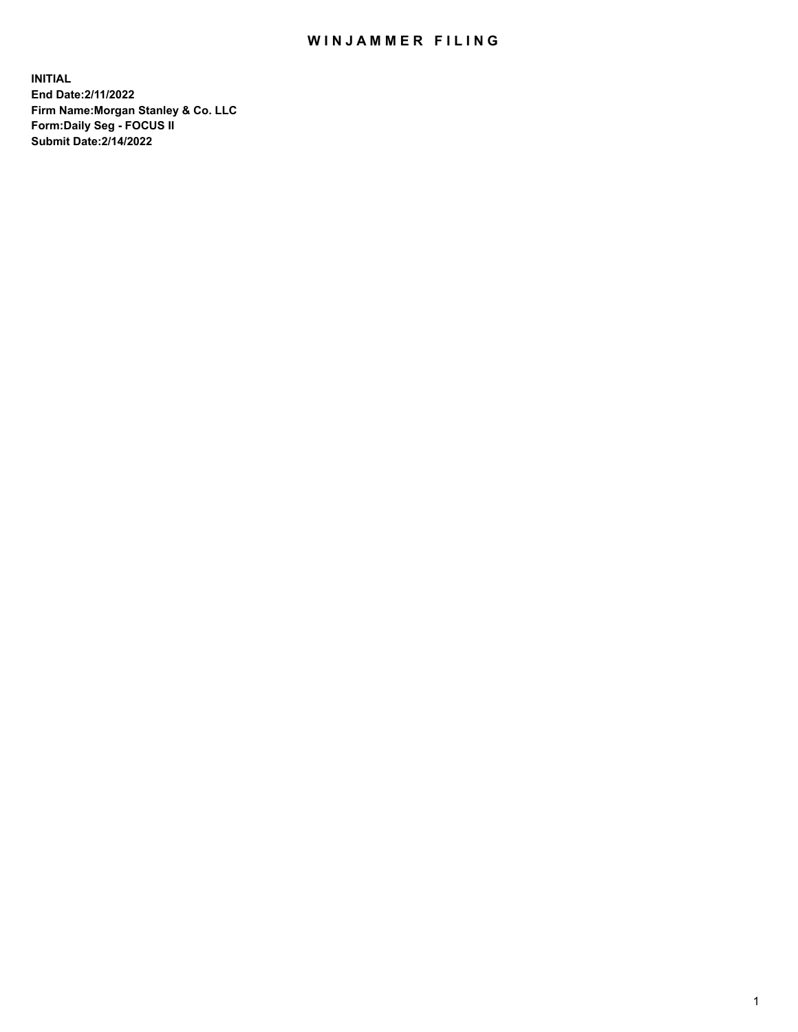# WINJAMMER FILING

**INITIAL**
**End Date:2/11/2022**
**Firm Name:Morgan Stanley & Co. LLC**
**Form:Daily Seg - FOCUS II**
**Submit Date:2/14/2022**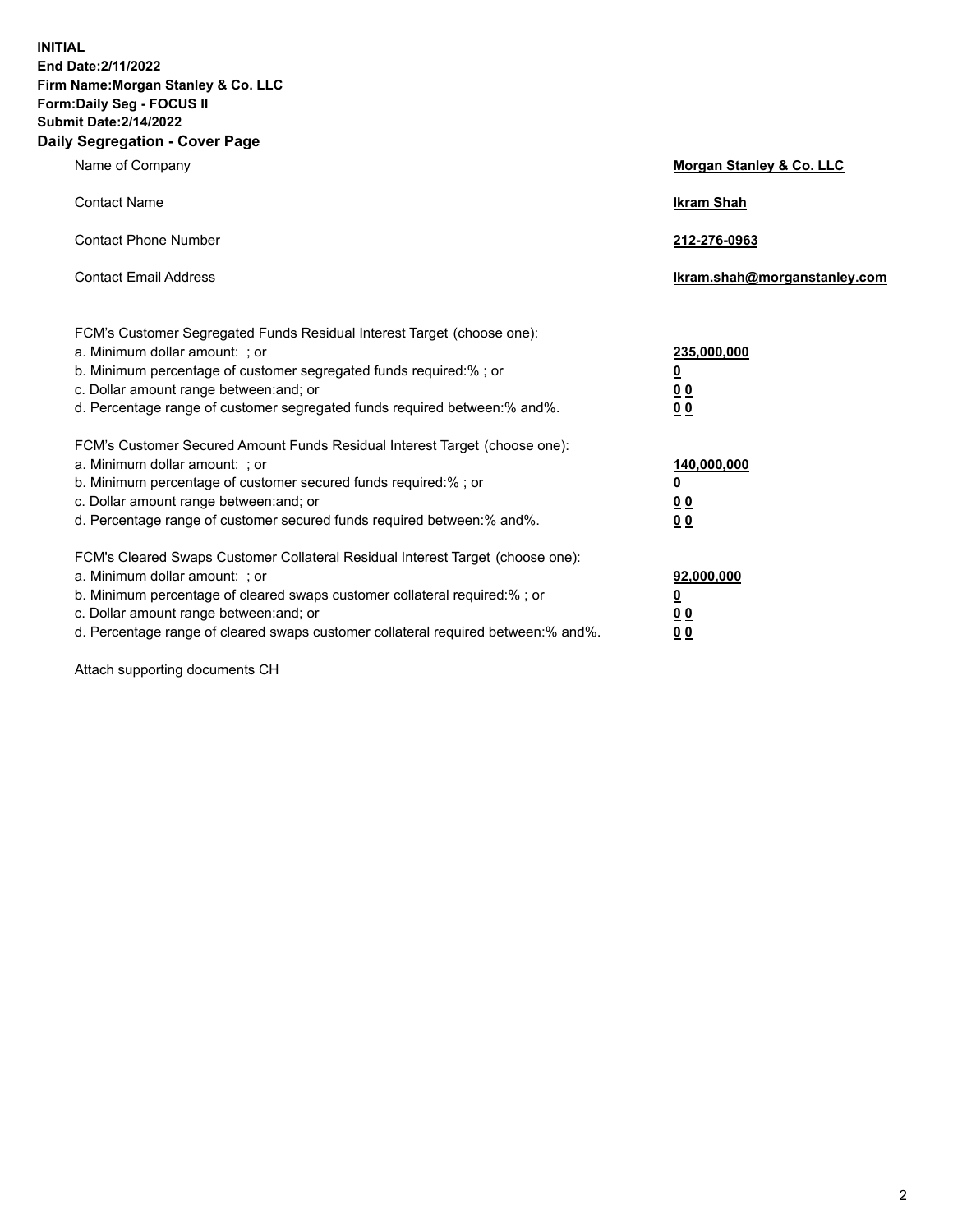**INITIAL**
**End Date:2/11/2022**
**Firm Name:Morgan Stanley & Co. LLC**
**Form:Daily Seg - FOCUS II**
**Submit Date:2/14/2022**

## Daily Segregation - Cover Page

| | |
|---|---|
| Name of Company | **Morgan Stanley & Co. LLC** |
| Contact Name | **Ikram Shah** |
| Contact Phone Number | **212-276-0963** |
| Contact Email Address | **Ikram.shah@morganstanley.com** |

| | |
|---|---|
| FCM's Customer Segregated Funds Residual Interest Target (choose one): | |
| a. Minimum dollar amount: ; or | **235,000,000** |
| b. Minimum percentage of customer segregated funds required:% ; or | **0** |
| c. Dollar amount range between:and; or | **0 0** |
| d. Percentage range of customer segregated funds required between:% and%. | **0 0** |
| FCM's Customer Secured Amount Funds Residual Interest Target (choose one): | |
| a. Minimum dollar amount: ; or | **140,000,000** |
| b. Minimum percentage of customer secured funds required:% ; or | **0** |
| c. Dollar amount range between:and; or | **0 0** |
| d. Percentage range of customer secured funds required between:% and%. | **0 0** |
| FCM's Cleared Swaps Customer Collateral Residual Interest Target (choose one): | |
| a. Minimum dollar amount: ; or | **92,000,000** |
| b. Minimum percentage of cleared swaps customer collateral required:% ; or | **0** |
| c. Dollar amount range between:and; or | **0 0** |
| d. Percentage range of cleared swaps customer collateral required between:% and%. | **0 0** |

Attach supporting documents CH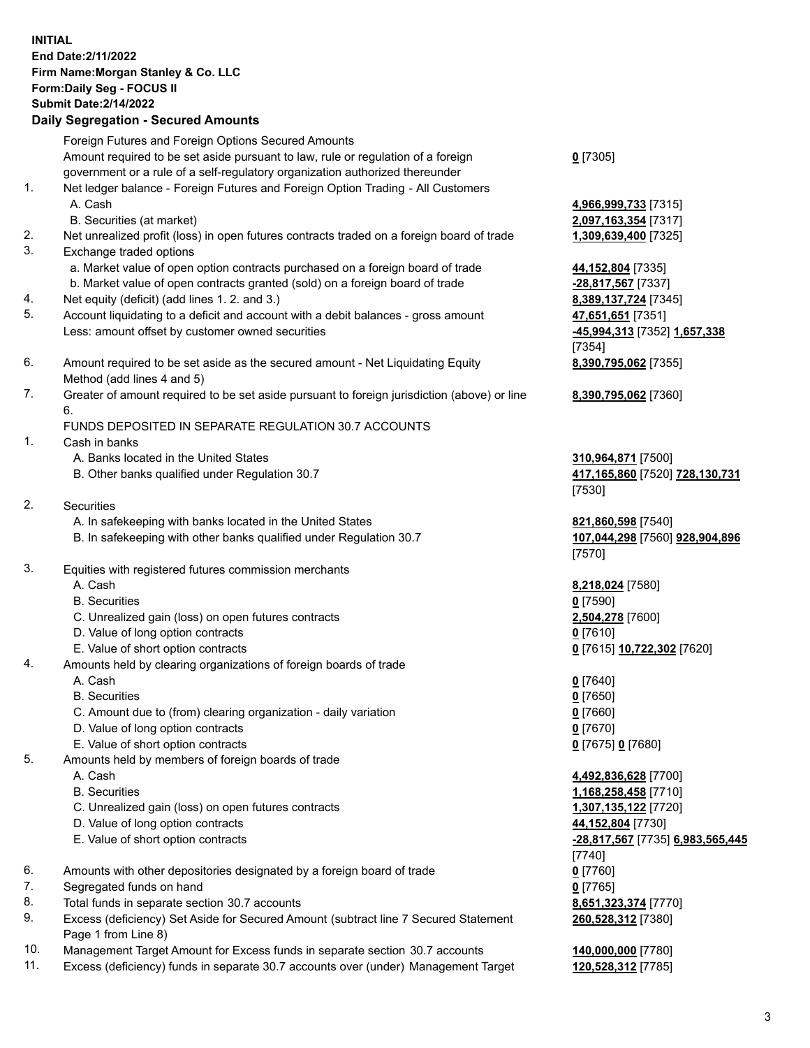**INITIAL**
**End Date:2/11/2022**
**Firm Name:Morgan Stanley & Co. LLC**
**Form:Daily Seg - FOCUS II**
**Submit Date:2/14/2022**

## Daily Segregation - Secured Amounts

| | | |
|---|---|---|
| | Foreign Futures and Foreign Options Secured Amounts | |
| | Amount required to be set aside pursuant to law, rule or regulation of a foreign government or a rule of a self-regulatory organization authorized thereunder | **0** [7305] |
| 1. | Net ledger balance - Foreign Futures and Foreign Option Trading - All Customers | |
| | A. Cash | **4,966,999,733** [7315] |
| | B. Securities (at market) | **2,097,163,354** [7317] |
| 2. | Net unrealized profit (loss) in open futures contracts traded on a foreign board of trade | **1,309,639,400** [7325] |
| 3. | Exchange traded options | |
| | a. Market value of open option contracts purchased on a foreign board of trade | **44,152,804** [7335] |
| | b. Market value of open contracts granted (sold) on a foreign board of trade | **-28,817,567** [7337] |
| 4. | Net equity (deficit) (add lines 1. 2. and 3.) | **8,389,137,724** [7345] |
| 5. | Account liquidating to a deficit and account with a debit balances - gross amount | **47,651,651** [7351] |
| | Less: amount offset by customer owned securities | **-45,994,313** [7352] **1,657,338** [7354] |
| 6. | Amount required to be set aside as the secured amount - Net Liquidating Equity Method (add lines 4 and 5) | **8,390,795,062** [7355] |
| 7. | Greater of amount required to be set aside pursuant to foreign jurisdiction (above) or line 6. | **8,390,795,062** [7360] |
| | FUNDS DEPOSITED IN SEPARATE REGULATION 30.7 ACCOUNTS | |
| 1. | Cash in banks | |
| | A. Banks located in the United States | **310,964,871** [7500] |
| | B. Other banks qualified under Regulation 30.7 | **417,165,860** [7520] **728,130,731** [7530] |
| 2. | Securities | |
| | A. In safekeeping with banks located in the United States | **821,860,598** [7540] |
| | B. In safekeeping with other banks qualified under Regulation 30.7 | **107,044,298** [7560] **928,904,896** [7570] |
| 3. | Equities with registered futures commission merchants | |
| | A. Cash | **8,218,024** [7580] |
| | B. Securities | **0** [7590] |
| | C. Unrealized gain (loss) on open futures contracts | **2,504,278** [7600] |
| | D. Value of long option contracts | **0** [7610] |
| | E. Value of short option contracts | **0** [7615] **10,722,302** [7620] |
| 4. | Amounts held by clearing organizations of foreign boards of trade | |
| | A. Cash | **0** [7640] |
| | B. Securities | **0** [7650] |
| | C. Amount due to (from) clearing organization - daily variation | **0** [7660] |
| | D. Value of long option contracts | **0** [7670] |
| | E. Value of short option contracts | **0** [7675] **0** [7680] |
| 5. | Amounts held by members of foreign boards of trade | |
| | A. Cash | **4,492,836,628** [7700] |
| | B. Securities | **1,168,258,458** [7710] |
| | C. Unrealized gain (loss) on open futures contracts | **1,307,135,122** [7720] |
| | D. Value of long option contracts | **44,152,804** [7730] |
| | E. Value of short option contracts | **-28,817,567** [7735] **6,983,565,445** [7740] |
| 6. | Amounts with other depositories designated by a foreign board of trade | **0** [7760] |
| 7. | Segregated funds on hand | **0** [7765] |
| 8. | Total funds in separate section 30.7 accounts | **8,651,323,374** [7770] |
| 9. | Excess (deficiency) Set Aside for Secured Amount (subtract line 7 Secured Statement Page 1 from Line 8) | **260,528,312** [7380] |
| 10. | Management Target Amount for Excess funds in separate section 30.7 accounts | **140,000,000** [7780] |
| 11. | Excess (deficiency) funds in separate 30.7 accounts over (under) Management Target | **120,528,312** [7785] |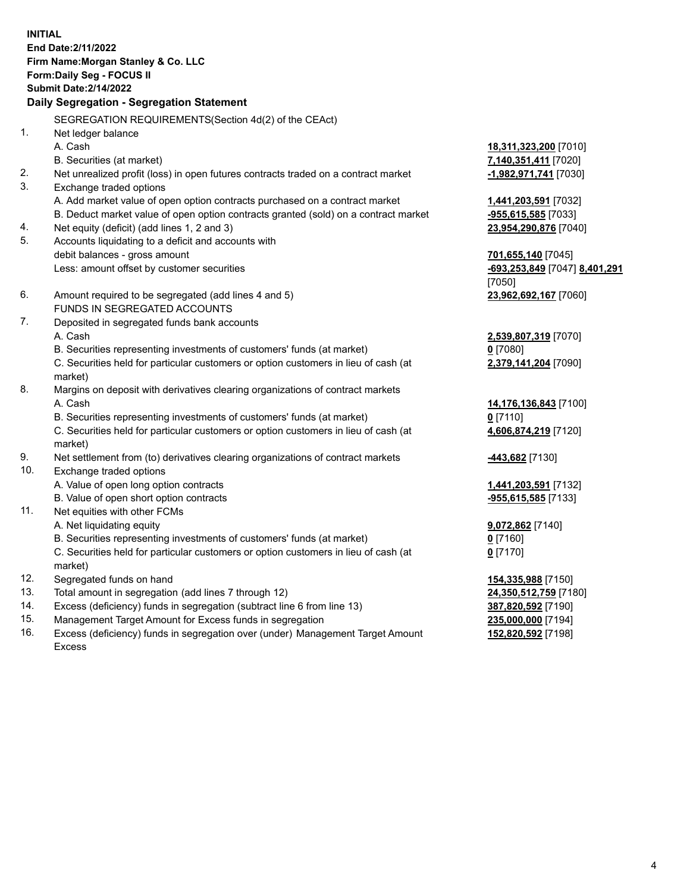**INITIAL**
**End Date:2/11/2022**
**Firm Name:Morgan Stanley & Co. LLC**
**Form:Daily Seg - FOCUS II**
**Submit Date:2/14/2022**

## Daily Segregation - Segregation Statement

SEGREGATION REQUIREMENTS(Section 4d(2) of the CEAct)

| | | |
|---|---|---|
| 1. | Net ledger balance | |
| | A. Cash | **18,311,323,200** [7010] |
| | B. Securities (at market) | **7,140,351,411** [7020] |
| 2. | Net unrealized profit (loss) in open futures contracts traded on a contract market | **-1,982,971,741** [7030] |
| 3. | Exchange traded options | |
| | A. Add market value of open option contracts purchased on a contract market | **1,441,203,591** [7032] |
| | B. Deduct market value of open option contracts granted (sold) on a contract market | **-955,615,585** [7033] |
| 4. | Net equity (deficit) (add lines 1, 2 and 3) | **23,954,290,876** [7040] |
| 5. | Accounts liquidating to a deficit and accounts with debit balances - gross amount | **701,655,140** [7045] |
| | Less: amount offset by customer securities | **-693,253,849** [7047] **8,401,291** [7050] |
| 6. | Amount required to be segregated (add lines 4 and 5) | **23,962,692,167** [7060] |
| | FUNDS IN SEGREGATED ACCOUNTS | |
| 7. | Deposited in segregated funds bank accounts | |
| | A. Cash | **2,539,807,319** [7070] |
| | B. Securities representing investments of customers' funds (at market) | **0** [7080] |
| | C. Securities held for particular customers or option customers in lieu of cash (at market) | **2,379,141,204** [7090] |
| 8. | Margins on deposit with derivatives clearing organizations of contract markets | |
| | A. Cash | **14,176,136,843** [7100] |
| | B. Securities representing investments of customers' funds (at market) | **0** [7110] |
| | C. Securities held for particular customers or option customers in lieu of cash (at market) | **4,606,874,219** [7120] |
| 9. | Net settlement from (to) derivatives clearing organizations of contract markets | **-443,682** [7130] |
| 10. | Exchange traded options | |
| | A. Value of open long option contracts | **1,441,203,591** [7132] |
| | B. Value of open short option contracts | **-955,615,585** [7133] |
| 11. | Net equities with other FCMs | |
| | A. Net liquidating equity | **9,072,862** [7140] |
| | B. Securities representing investments of customers' funds (at market) | **0** [7160] |
| | C. Securities held for particular customers or option customers in lieu of cash (at market) | **0** [7170] |
| 12. | Segregated funds on hand | **154,335,988** [7150] |
| 13. | Total amount in segregation (add lines 7 through 12) | **24,350,512,759** [7180] |
| 14. | Excess (deficiency) funds in segregation (subtract line 6 from line 13) | **387,820,592** [7190] |
| 15. | Management Target Amount for Excess funds in segregation | **235,000,000** [7194] |
| 16. | Excess (deficiency) funds in segregation over (under) Management Target Amount Excess | **152,820,592** [7198] |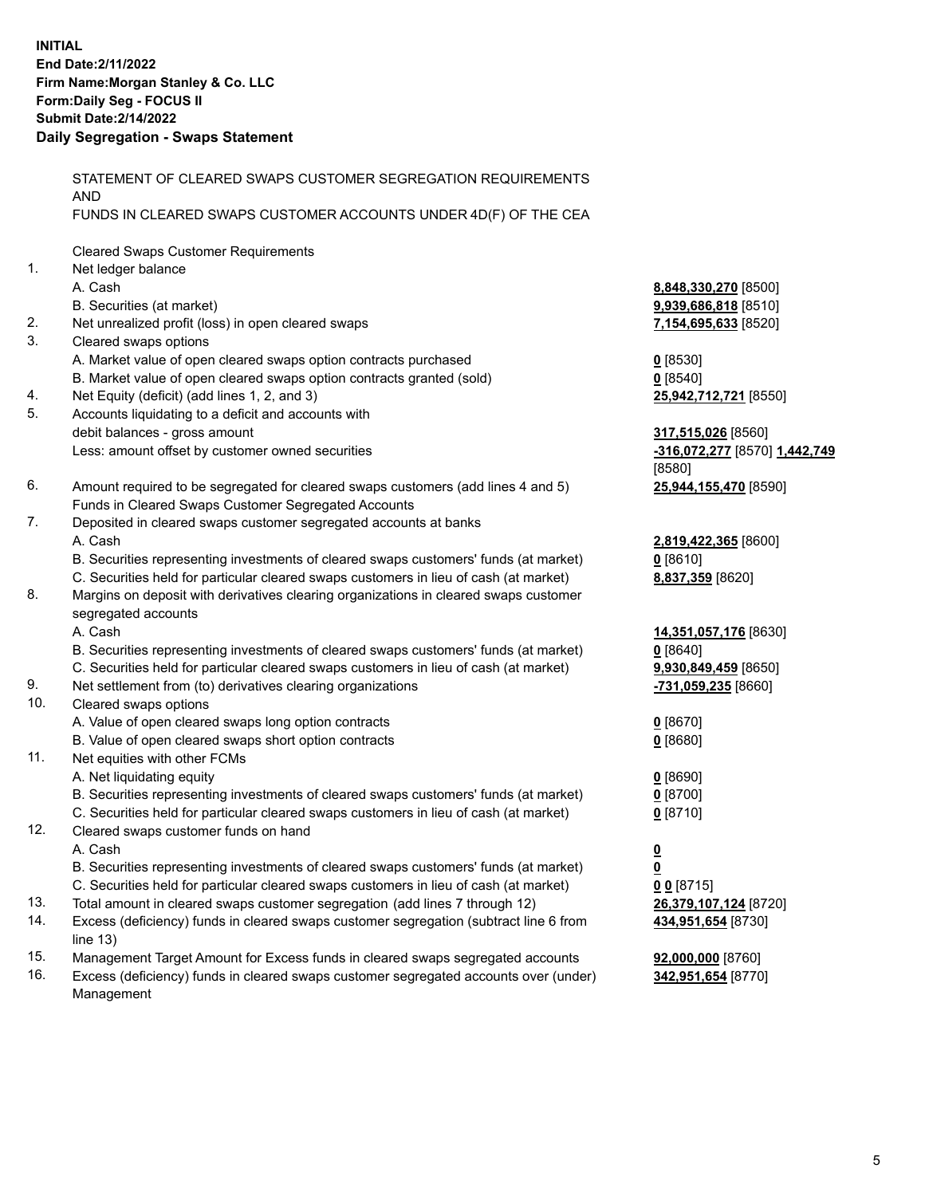**INITIAL**
**End Date:2/11/2022**
**Firm Name:Morgan Stanley & Co. LLC**
**Form:Daily Seg - FOCUS II**
**Submit Date:2/14/2022**
**Daily Segregation - Swaps Statement**

STATEMENT OF CLEARED SWAPS CUSTOMER SEGREGATION REQUIREMENTS AND
FUNDS IN CLEARED SWAPS CUSTOMER ACCOUNTS UNDER 4D(F) OF THE CEA

| | | |
|---|---|---|
| | Cleared Swaps Customer Requirements | |
| 1. | Net ledger balance | |
| | A. Cash | **8,848,330,270** [8500] |
| | B. Securities (at market) | **9,939,686,818** [8510] |
| 2. | Net unrealized profit (loss) in open cleared swaps | **7,154,695,633** [8520] |
| 3. | Cleared swaps options | |
| | A. Market value of open cleared swaps option contracts purchased | **0** [8530] |
| | B. Market value of open cleared swaps option contracts granted (sold) | **0** [8540] |
| 4. | Net Equity (deficit) (add lines 1, 2, and 3) | **25,942,712,721** [8550] |
| 5. | Accounts liquidating to a deficit and accounts with debit balances - gross amount | **317,515,026** [8560] |
| | Less: amount offset by customer owned securities | **-316,072,277** [8570] **1,442,749** [8580] |
| 6. | Amount required to be segregated for cleared swaps customers (add lines 4 and 5) | **25,944,155,470** [8590] |
| | Funds in Cleared Swaps Customer Segregated Accounts | |
| 7. | Deposited in cleared swaps customer segregated accounts at banks | |
| | A. Cash | **2,819,422,365** [8600] |
| | B. Securities representing investments of cleared swaps customers' funds (at market) | **0** [8610] |
| | C. Securities held for particular cleared swaps customers in lieu of cash (at market) | **8,837,359** [8620] |
| 8. | Margins on deposit with derivatives clearing organizations in cleared swaps customer segregated accounts | |
| | A. Cash | **14,351,057,176** [8630] |
| | B. Securities representing investments of cleared swaps customers' funds (at market) | **0** [8640] |
| | C. Securities held for particular cleared swaps customers in lieu of cash (at market) | **9,930,849,459** [8650] |
| 9. | Net settlement from (to) derivatives clearing organizations | **-731,059,235** [8660] |
| 10. | Cleared swaps options | |
| | A. Value of open cleared swaps long option contracts | **0** [8670] |
| | B. Value of open cleared swaps short option contracts | **0** [8680] |
| 11. | Net equities with other FCMs | |
| | A. Net liquidating equity | **0** [8690] |
| | B. Securities representing investments of cleared swaps customers' funds (at market) | **0** [8700] |
| | C. Securities held for particular cleared swaps customers in lieu of cash (at market) | **0** [8710] |
| 12. | Cleared swaps customer funds on hand | |
| | A. Cash | **0** |
| | B. Securities representing investments of cleared swaps customers' funds (at market) | **0** |
| | C. Securities held for particular cleared swaps customers in lieu of cash (at market) | **0** **0** [8715] |
| 13. | Total amount in cleared swaps customer segregation (add lines 7 through 12) | **26,379,107,124** [8720] |
| 14. | Excess (deficiency) funds in cleared swaps customer segregation (subtract line 6 from line 13) | **434,951,654** [8730] |
| 15. | Management Target Amount for Excess funds in cleared swaps segregated accounts | **92,000,000** [8760] |
| 16. | Excess (deficiency) funds in cleared swaps customer segregated accounts over (under) Management | **342,951,654** [8770] |